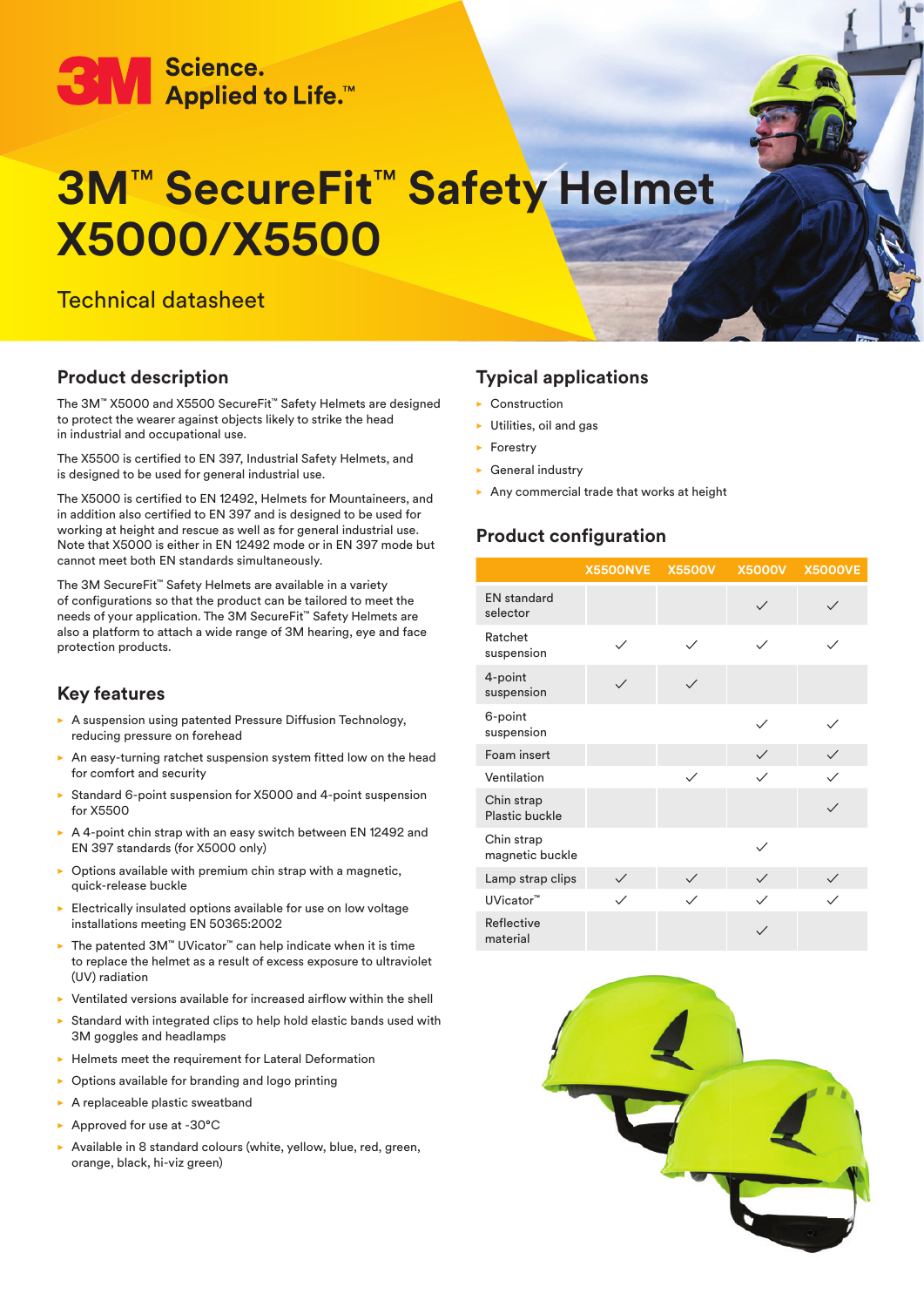3M Science. Applied to Life.™

# 3M™ SecureFit™ Safety Helmet X5000/X5500

Technical datasheet

## Product description

The 3M™ X5000 and X5500 SecureFit™ Safety Helmets are designed to protect the wearer against objects likely to strike the head in industrial and occupational use.

The X5500 is certified to EN 397, Industrial Safety Helmets, and is designed to be used for general industrial use.

The X5000 is certified to EN 12492, Helmets for Mountaineers, and in addition also certified to EN 397 and is designed to be used for working at height and rescue as well as for general industrial use. Note that X5000 is either in EN 12492 mode or in EN 397 mode but cannot meet both EN standards simultaneously.

The 3M SecureFit™ Safety Helmets are available in a variety of configurations so that the product can be tailored to meet the needs of your application. The 3M SecureFit™ Safety Helmets are also a platform to attach a wide range of 3M hearing, eye and face protection products.

## Key features

- A suspension using patented Pressure Diffusion Technology, reducing pressure on forehead
- An easy-turning ratchet suspension system fitted low on the head for comfort and security
- Standard 6-point suspension for X5000 and 4-point suspension for X5500
- A 4-point chin strap with an easy switch between EN 12492 and EN 397 standards (for X5000 only)
- Options available with premium chin strap with a magnetic, quick-release buckle
- Electrically insulated options available for use on low voltage installations meeting EN 50365:2002
- The patented 3M™ UVicator™ can help indicate when it is time to replace the helmet as a result of excess exposure to ultraviolet (UV) radiation
- Ventilated versions available for increased airflow within the shell
- Standard with integrated clips to help hold elastic bands used with 3M goggles and headlamps
- Helmets meet the requirement for Lateral Deformation
- Options available for branding and logo printing
- A replaceable plastic sweatband
- Approved for use at -30°C
- Available in 8 standard colours (white, yellow, blue, red, green, orange, black, hi-viz green)

## Typical applications

- Construction
- Utilities, oil and gas
- Forestry
- General industry
- Any commercial trade that works at height

## Product configuration

| | X5500NVE | X5500V | X5000V | X5000VE |
|---|---|---|---|---|
| EN standard selector | | | ✓ | ✓ |
| Ratchet suspension | ✓ | ✓ | ✓ | ✓ |
| 4-point suspension | ✓ | ✓ | | |
| 6-point suspension | | | ✓ | ✓ |
| Foam insert | | | ✓ | ✓ |
| Ventilation | | ✓ | ✓ | ✓ |
| Chin strap Plastic buckle | | | | ✓ |
| Chin strap magnetic buckle | | | ✓ | |
| Lamp strap clips | ✓ | ✓ | ✓ | ✓ |
| UVicator™ | ✓ | ✓ | ✓ | ✓ |
| Reflective material | | | ✓ | |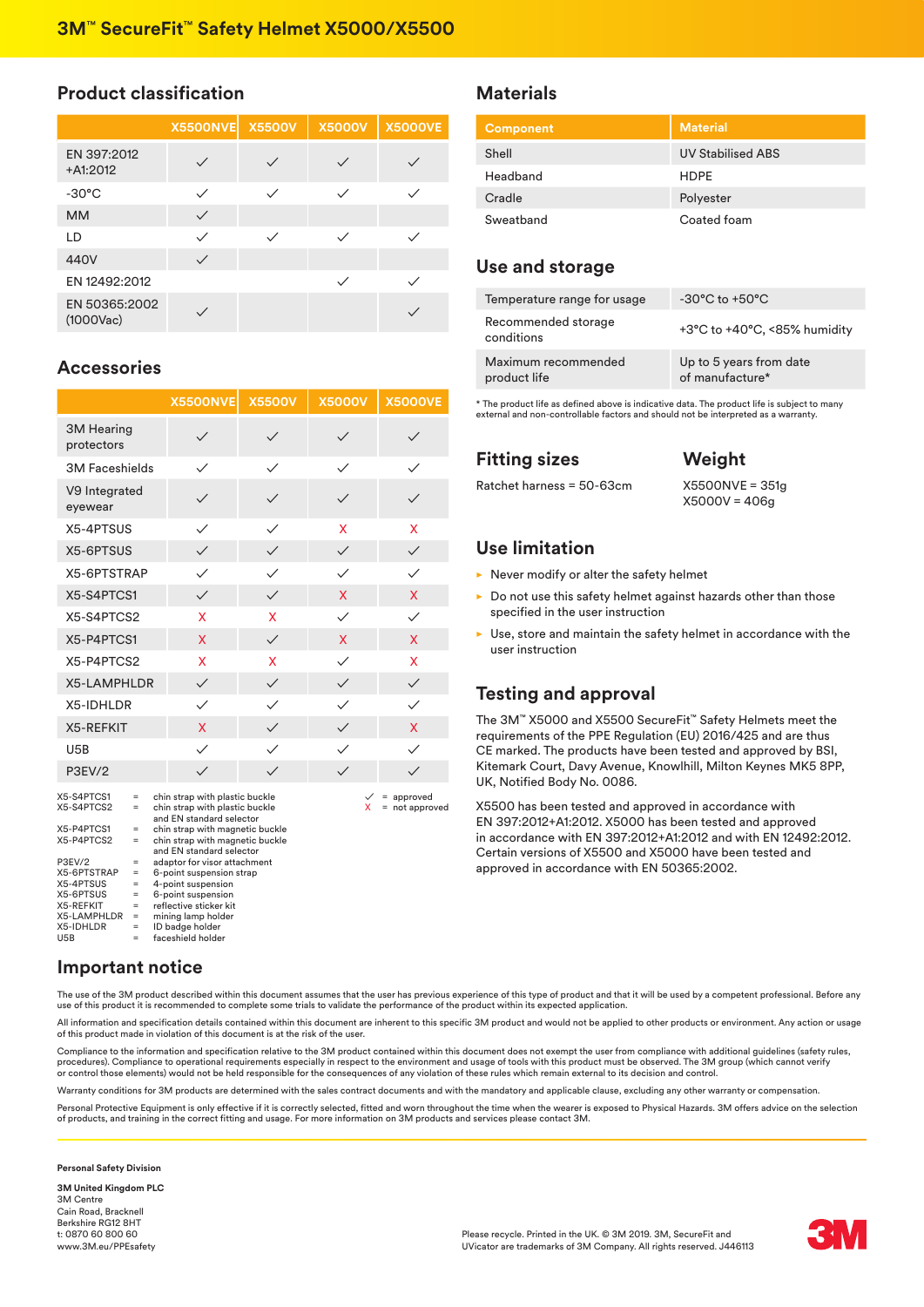# 3M™ SecureFit™ Safety Helmet X5000/X5500

## Product classification

| | X5500NVE | X5500V | X5000V | X5000VE |
|---|---|---|---|---|
| EN 397:2012 +A1:2012 | ✓ | ✓ | ✓ | ✓ |
| -30°C | ✓ | ✓ | ✓ | ✓ |
| MM | ✓ | | | |
| LD | ✓ | ✓ | ✓ | ✓ |
| 440V | ✓ | | | |
| EN 12492:2012 | | | ✓ | ✓ |
| EN 50365:2002 (1000Vac) | ✓ | | | ✓ |

## Accessories

| | X5500NVE | X5500V | X5000V | X5000VE |
|---|---|---|---|---|
| 3M Hearing protectors | ✓ | ✓ | ✓ | ✓ |
| 3M Faceshields | ✓ | ✓ | ✓ | ✓ |
| V9 Integrated eyewear | ✓ | ✓ | ✓ | ✓ |
| X5-4PTSUS | ✓ | ✓ | X | X |
| X5-6PTSUS | ✓ | ✓ | ✓ | ✓ |
| X5-6PTSTRAP | ✓ | ✓ | ✓ | ✓ |
| X5-S4PTCS1 | ✓ | ✓ | X | X |
| X5-S4PTCS2 | X | X | ✓ | ✓ |
| X5-P4PTCS1 | X | ✓ | X | X |
| X5-P4PTCS2 | X | X | ✓ | X |
| X5-LAMPHLDR | ✓ | ✓ | ✓ | ✓ |
| X5-IDHLDR | ✓ | ✓ | ✓ | ✓ |
| X5-REFKIT | X | ✓ | ✓ | X |
| U5B | ✓ | ✓ | ✓ | ✓ |
| P3EV/2 | ✓ | ✓ | ✓ | ✓ |

X5-S4PTCS1 = chin strap with plastic buckle
X5-S4PTCS2 = chin strap with plastic buckle and EN standard selector
X5-P4PTCS1 = chin strap with magnetic buckle
X5-P4PTCS2 = chin strap with magnetic buckle and EN standard selector
P3EV/2 = adaptor for visor attachment
X5-6PTSTRAP = 6-point suspension strap
X5-4PTSUS = 4-point suspension
X5-6PTSUS = 6-point suspension
X5-REFKIT = reflective sticker kit
X5-LAMPHLDR = mining lamp holder
X5-IDHLDR = ID badge holder
U5B = faceshield holder

✓ = approved
X = not approved

## Materials

| Component | Material |
|---|---|
| Shell | UV Stabilised ABS |
| Headband | HDPE |
| Cradle | Polyester |
| Sweatband | Coated foam |

## Use and storage

| | |
|---|---|
| Temperature range for usage | -30°C to +50°C |
| Recommended storage conditions | +3°C to +40°C, <85% humidity |
| Maximum recommended product life | Up to 5 years from date of manufacture* |

* The product life as defined above is indicative data. The product life is subject to many external and non-controllable factors and should not be interpreted as a warranty.

## Fitting sizes

Ratchet harness = 50-63cm

## Weight

X5500NVE = 351g
X5000V = 406g

## Use limitation

- Never modify or alter the safety helmet
- Do not use this safety helmet against hazards other than those specified in the user instruction
- Use, store and maintain the safety helmet in accordance with the user instruction

## Testing and approval

The 3M™ X5000 and X5500 SecureFit™ Safety Helmets meet the requirements of the PPE Regulation (EU) 2016/425 and are thus CE marked. The products have been tested and approved by BSI, Kitemark Court, Davy Avenue, Knowlhill, Milton Keynes MK5 8PP, UK, Notified Body No. 0086.

X5500 has been tested and approved in accordance with EN 397:2012+A1:2012. X5000 has been tested and approved in accordance with EN 397:2012+A1:2012 and with EN 12492:2012. Certain versions of X5500 and X5000 have been tested and approved in accordance with EN 50365:2002.

## Important notice

The use of the 3M product described within this document assumes that the user has previous experience of this type of product and that it will be used by a competent professional. Before any use of this product it is recommended to complete some trials to validate the performance of the product within its expected application.

All information and specification details contained within this document are inherent to this specific 3M product and would not be applied to other products or environment. Any action or usage of this product made in violation of this document is at the risk of the user.

Compliance to the information and specification relative to the 3M product contained within this document does not exempt the user from compliance with additional guidelines (safety rules, procedures). Compliance to operational requirements especially in respect to the environment and usage of tools with this product must be observed. The 3M group (which cannot verify or control those elements) would not be held responsible for the consequences of any violation of these rules which remain external to its decision and control.

Warranty conditions for 3M products are determined with the sales contract documents and with the mandatory and applicable clause, excluding any other warranty or compensation.

Personal Protective Equipment is only effective if it is correctly selected, fitted and worn throughout the time when the wearer is exposed to Physical Hazards. 3M offers advice on the selection of products, and training in the correct fitting and usage. For more information on 3M products and services please contact 3M.

**Personal Safety Division**

**3M United Kingdom PLC**
3M Centre
Cain Road, Bracknell
Berkshire RG12 8HT
t: 0870 60 800 60
www.3M.eu/PPEsafety

Please recycle. Printed in the UK. © 3M 2019. 3M, SecureFit and UVicator are trademarks of 3M Company. All rights reserved. J446113

3M